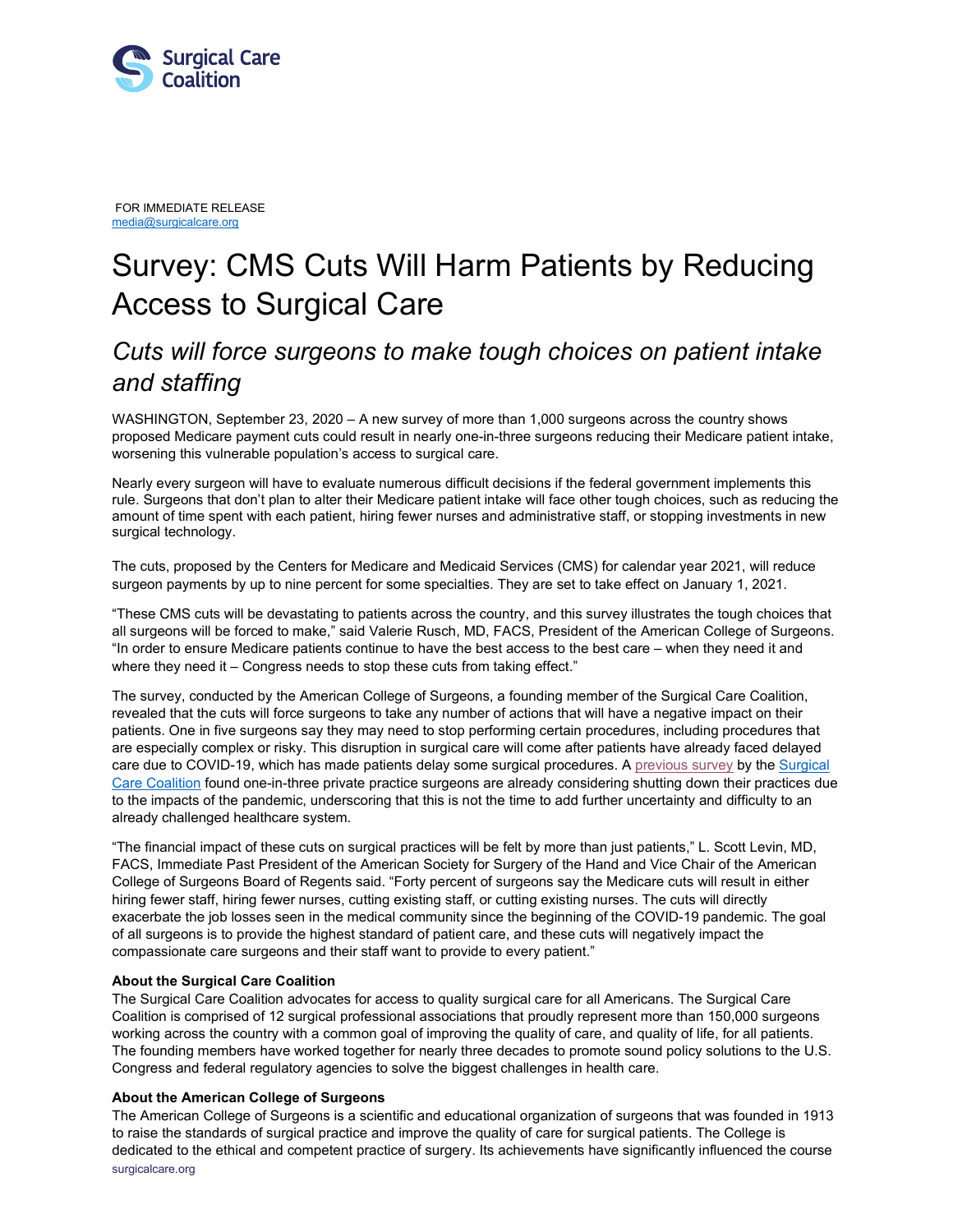Surgical Care Coalition

FOR IMMEDIATE RELEASE
media@surgicalcare.org

# Survey: CMS Cuts Will Harm Patients by Reducing Access to Surgical Care

## *Cuts will force surgeons to make tough choices on patient intake and staffing*

WASHINGTON, September 23, 2020 – A new survey of more than 1,000 surgeons across the country shows proposed Medicare payment cuts could result in nearly one-in-three surgeons reducing their Medicare patient intake, worsening this vulnerable population's access to surgical care.

Nearly every surgeon will have to evaluate numerous difficult decisions if the federal government implements this rule. Surgeons that don't plan to alter their Medicare patient intake will face other tough choices, such as reducing the amount of time spent with each patient, hiring fewer nurses and administrative staff, or stopping investments in new surgical technology.

The cuts, proposed by the Centers for Medicare and Medicaid Services (CMS) for calendar year 2021, will reduce surgeon payments by up to nine percent for some specialties. They are set to take effect on January 1, 2021.

"These CMS cuts will be devastating to patients across the country, and this survey illustrates the tough choices that all surgeons will be forced to make," said Valerie Rusch, MD, FACS, President of the American College of Surgeons. "In order to ensure Medicare patients continue to have the best access to the best care – when they need it and where they need it – Congress needs to stop these cuts from taking effect."

The survey, conducted by the American College of Surgeons, a founding member of the Surgical Care Coalition, revealed that the cuts will force surgeons to take any number of actions that will have a negative impact on their patients. One in five surgeons say they may need to stop performing certain procedures, including procedures that are especially complex or risky. This disruption in surgical care will come after patients have already faced delayed care due to COVID-19, which has made patients delay some surgical procedures. A previous survey by the Surgical Care Coalition found one-in-three private practice surgeons are already considering shutting down their practices due to the impacts of the pandemic, underscoring that this is not the time to add further uncertainty and difficulty to an already challenged healthcare system.

"The financial impact of these cuts on surgical practices will be felt by more than just patients," L. Scott Levin, MD, FACS, Immediate Past President of the American Society for Surgery of the Hand and Vice Chair of the American College of Surgeons Board of Regents said. "Forty percent of surgeons say the Medicare cuts will result in either hiring fewer staff, hiring fewer nurses, cutting existing staff, or cutting existing nurses. The cuts will directly exacerbate the job losses seen in the medical community since the beginning of the COVID-19 pandemic. The goal of all surgeons is to provide the highest standard of patient care, and these cuts will negatively impact the compassionate care surgeons and their staff want to provide to every patient."

**About the Surgical Care Coalition**
The Surgical Care Coalition advocates for access to quality surgical care for all Americans. The Surgical Care Coalition is comprised of 12 surgical professional associations that proudly represent more than 150,000 surgeons working across the country with a common goal of improving the quality of care, and quality of life, for all patients. The founding members have worked together for nearly three decades to promote sound policy solutions to the U.S. Congress and federal regulatory agencies to solve the biggest challenges in health care.

**About the American College of Surgeons**
The American College of Surgeons is a scientific and educational organization of surgeons that was founded in 1913 to raise the standards of surgical practice and improve the quality of care for surgical patients. The College is dedicated to the ethical and competent practice of surgery. Its achievements have significantly influenced the course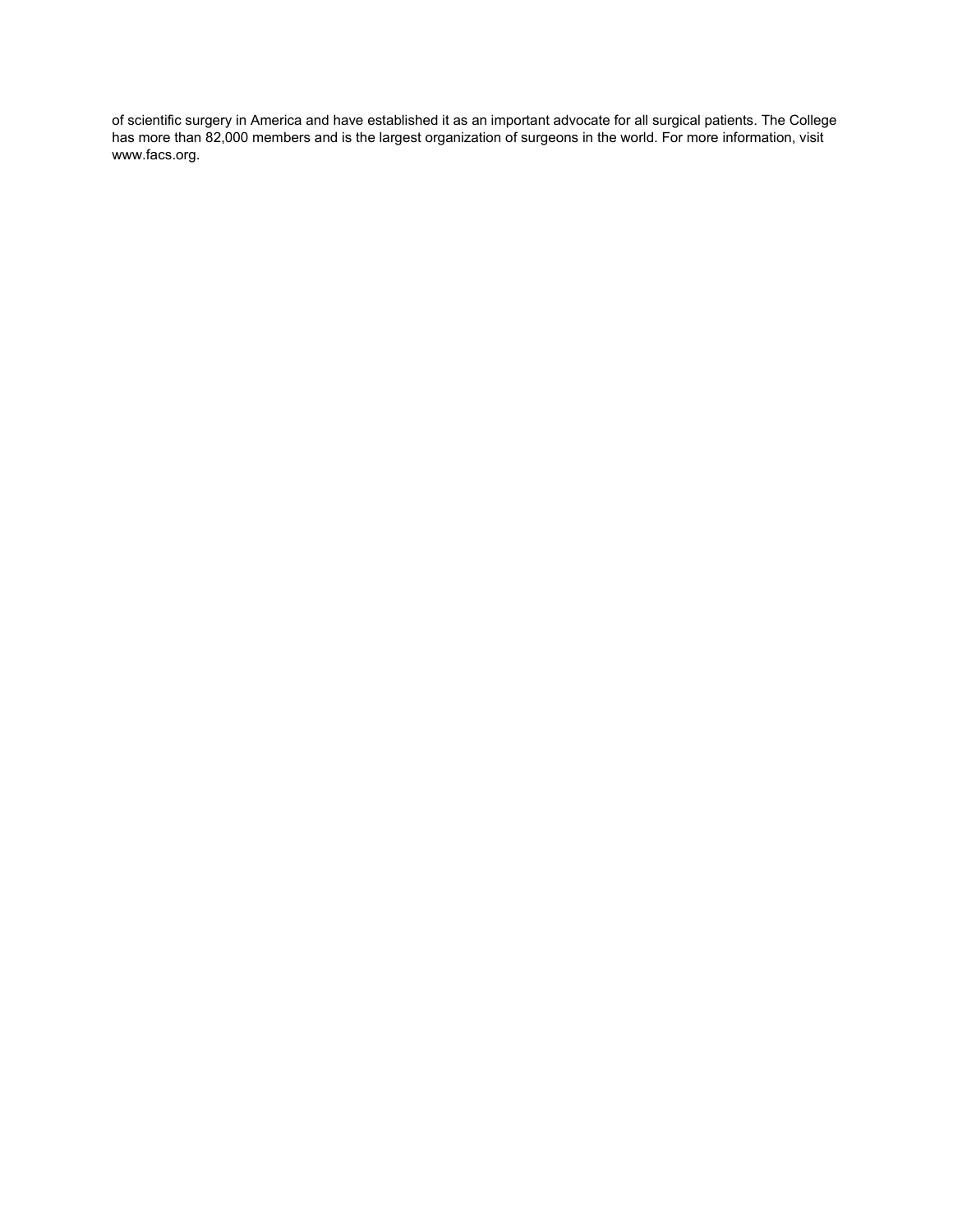of scientific surgery in America and have established it as an important advocate for all surgical patients. The College has more than 82,000 members and is the largest organization of surgeons in the world. For more information, visit www.facs.org.